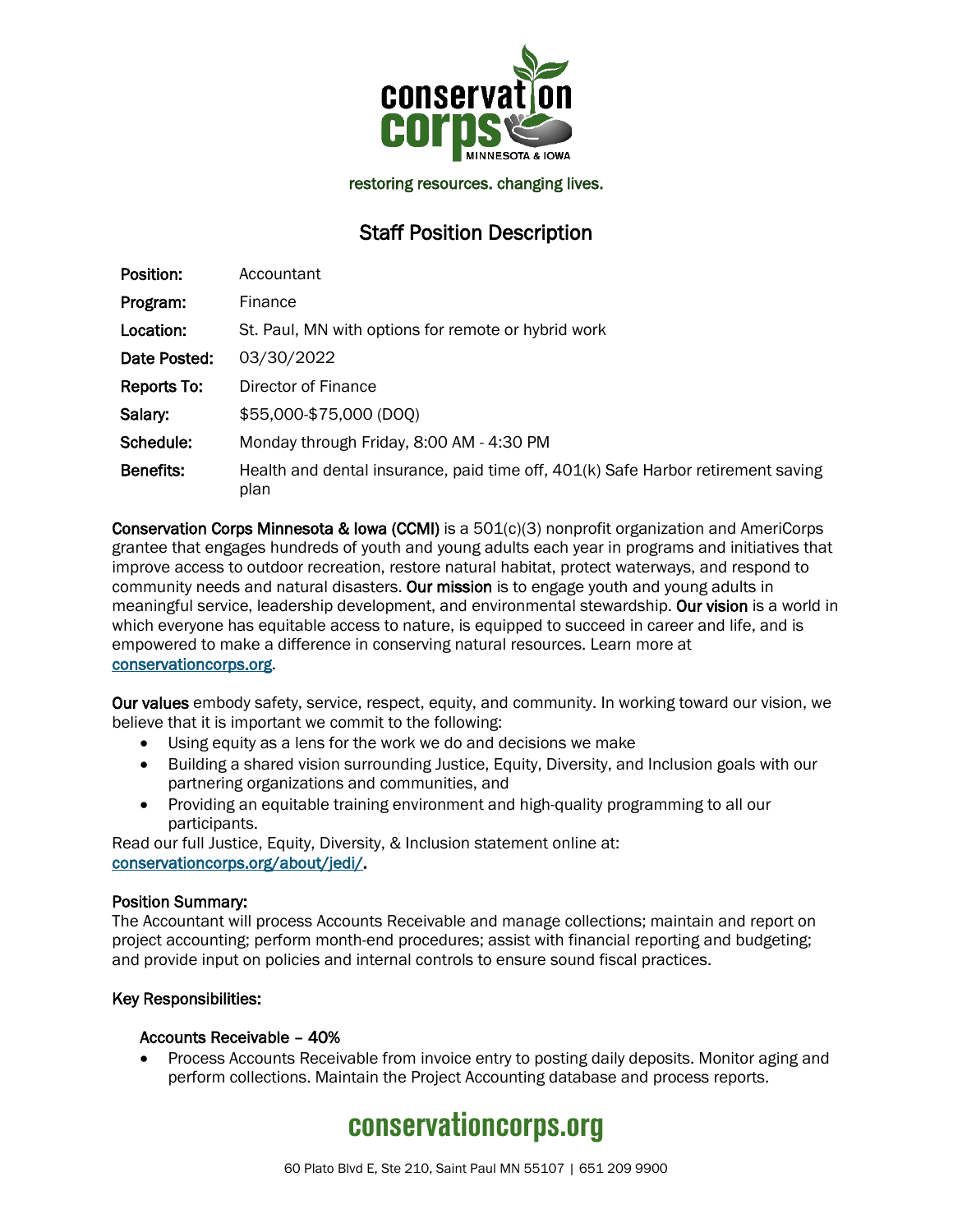conservation corps

MINNESOTA & IOWA

restoring resources. changing lives.

# Staff Position Description

| | |
|---|---|
| **Position:** | Accountant |
| **Program:** | Finance |
| **Location:** | St. Paul, MN with options for remote or hybrid work |
| **Date Posted:** | 03/30/2022 |
| **Reports To:** | Director of Finance |
| **Salary:** | $55,000-$75,000 (DOQ) |
| **Schedule:** | Monday through Friday, 8:00 AM - 4:30 PM |
| **Benefits:** | Health and dental insurance, paid time off, 401(k) Safe Harbor retirement saving plan |

**Conservation Corps Minnesota & Iowa (CCMI)** is a 501(c)(3) nonprofit organization and AmeriCorps grantee that engages hundreds of youth and young adults each year in programs and initiatives that improve access to outdoor recreation, restore natural habitat, protect waterways, and respond to community needs and natural disasters. **Our mission** is to engage youth and young adults in meaningful service, leadership development, and environmental stewardship. **Our vision** is a world in which everyone has equitable access to nature, is equipped to succeed in career and life, and is empowered to make a difference in conserving natural resources. Learn more at conservationcorps.org.

**Our values** embody safety, service, respect, equity, and community. In working toward our vision, we believe that it is important we commit to the following:

- Using equity as a lens for the work we do and decisions we make
- Building a shared vision surrounding Justice, Equity, Diversity, and Inclusion goals with our partnering organizations and communities, and
- Providing an equitable training environment and high-quality programming to all our participants.

Read our full Justice, Equity, Diversity, & Inclusion statement online at: conservationcorps.org/about/jedi/.

**Position Summary:**
The Accountant will process Accounts Receivable and manage collections; maintain and report on project accounting; perform month-end procedures; assist with financial reporting and budgeting; and provide input on policies and internal controls to ensure sound fiscal practices.

**Key Responsibilities:**

**Accounts Receivable – 40%**

- Process Accounts Receivable from invoice entry to posting daily deposits. Monitor aging and perform collections. Maintain the Project Accounting database and process reports.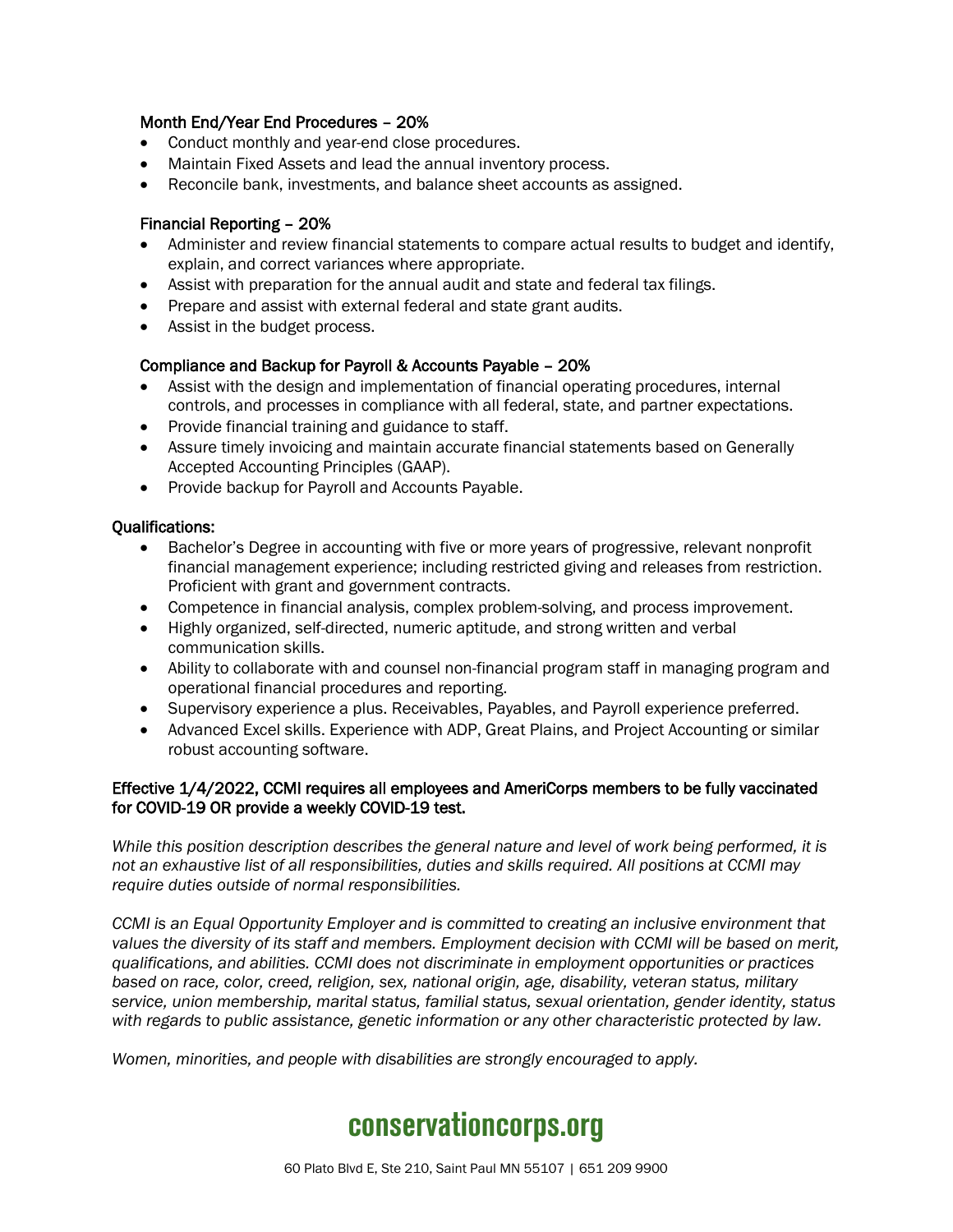### Month End/Year End Procedures – 20%

- Conduct monthly and year-end close procedures.
- Maintain Fixed Assets and lead the annual inventory process.
- Reconcile bank, investments, and balance sheet accounts as assigned.

### Financial Reporting – 20%

- Administer and review financial statements to compare actual results to budget and identify, explain, and correct variances where appropriate.
- Assist with preparation for the annual audit and state and federal tax filings.
- Prepare and assist with external federal and state grant audits.
- Assist in the budget process.

### Compliance and Backup for Payroll & Accounts Payable – 20%

- Assist with the design and implementation of financial operating procedures, internal controls, and processes in compliance with all federal, state, and partner expectations.
- Provide financial training and guidance to staff.
- Assure timely invoicing and maintain accurate financial statements based on Generally Accepted Accounting Principles (GAAP).
- Provide backup for Payroll and Accounts Payable.

## Qualifications:

- Bachelor's Degree in accounting with five or more years of progressive, relevant nonprofit financial management experience; including restricted giving and releases from restriction. Proficient with grant and government contracts.
- Competence in financial analysis, complex problem-solving, and process improvement.
- Highly organized, self-directed, numeric aptitude, and strong written and verbal communication skills.
- Ability to collaborate with and counsel non-financial program staff in managing program and operational financial procedures and reporting.
- Supervisory experience a plus. Receivables, Payables, and Payroll experience preferred.
- Advanced Excel skills. Experience with ADP, Great Plains, and Project Accounting or similar robust accounting software.

**Effective 1/4/2022, CCMI requires all employees and AmeriCorps members to be fully vaccinated for COVID-19 OR provide a weekly COVID-19 test.**

*While this position description describes the general nature and level of work being performed, it is not an exhaustive list of all responsibilities, duties and skills required. All positions at CCMI may require duties outside of normal responsibilities.*

*CCMI is an Equal Opportunity Employer and is committed to creating an inclusive environment that values the diversity of its staff and members. Employment decision with CCMI will be based on merit, qualifications, and abilities. CCMI does not discriminate in employment opportunities or practices based on race, color, creed, religion, sex, national origin, age, disability, veteran status, military service, union membership, marital status, familial status, sexual orientation, gender identity, status with regards to public assistance, genetic information or any other characteristic protected by law.*

*Women, minorities, and people with disabilities are strongly encouraged to apply.*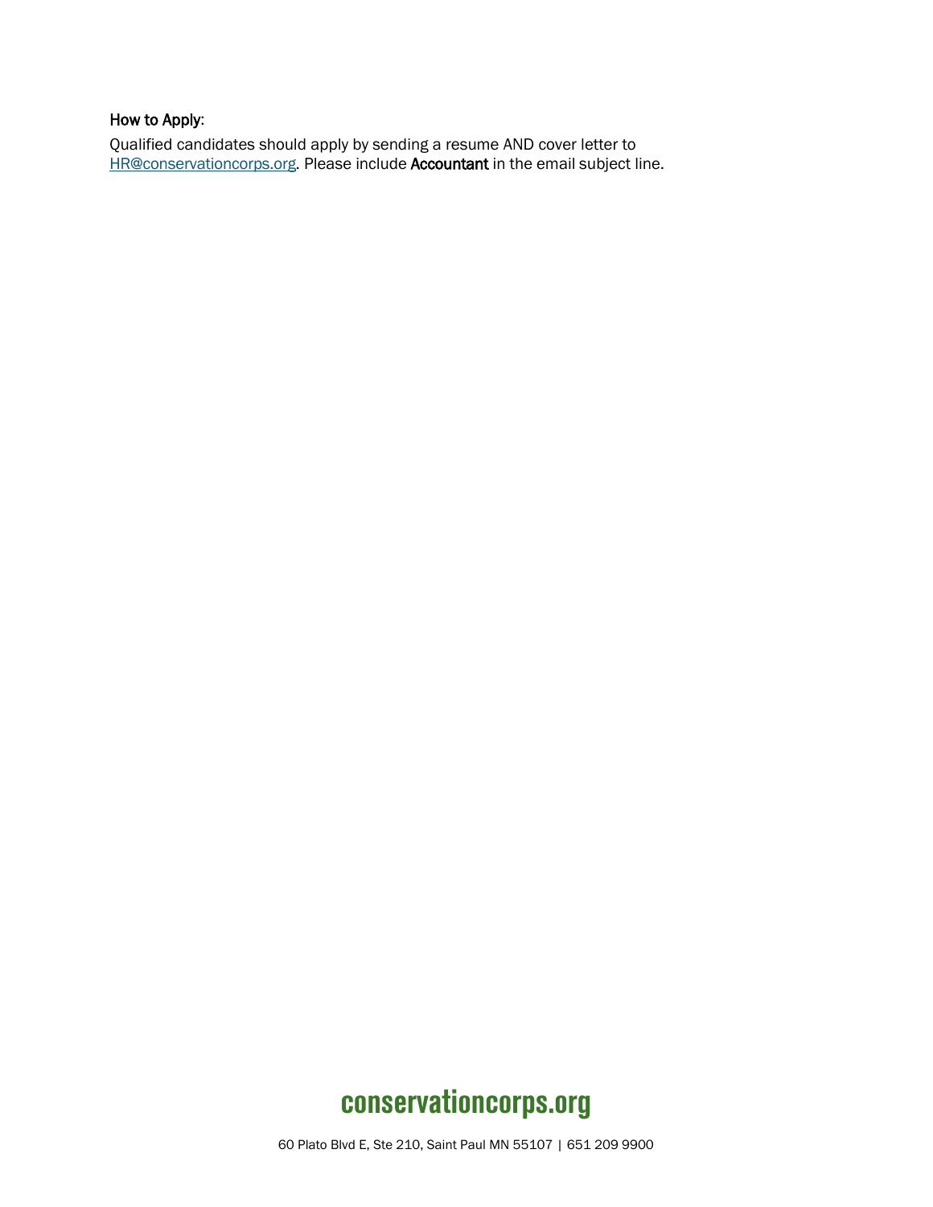## How to Apply:

Qualified candidates should apply by sending a resume AND cover letter to HR@conservationcorps.org. Please include **Accountant** in the email subject line.

**conservationcorps.org**

60 Plato Blvd E, Ste 210, Saint Paul MN 55107 | 651 209 9900